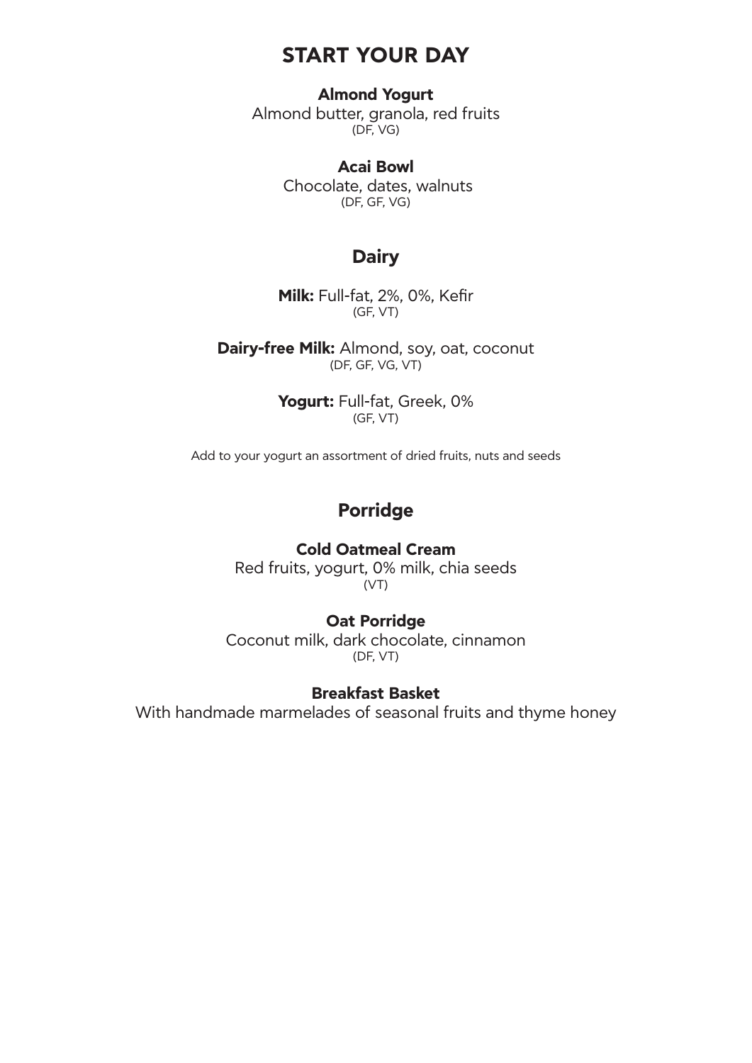# START YOUR DAY

**Almond Yogurt**
Almond butter, granola, red fruits
(DF, VG)

**Acai Bowl**
Chocolate, dates, walnuts
(DF, GF, VG)

## Dairy

**Milk:** Full-fat, 2%, 0%, Kefir
(GF, VT)

**Dairy-free Milk:** Almond, soy, oat, coconut
(DF, GF, VG, VT)

**Yogurt:** Full-fat, Greek, 0%
(GF, VT)

Add to your yogurt an assortment of dried fruits, nuts and seeds

## Porridge

**Cold Oatmeal Cream**
Red fruits, yogurt, 0% milk, chia seeds
(VT)

**Oat Porridge**
Coconut milk, dark chocolate, cinnamon
(DF, VT)

**Breakfast Basket**
With handmade marmelades of seasonal fruits and thyme honey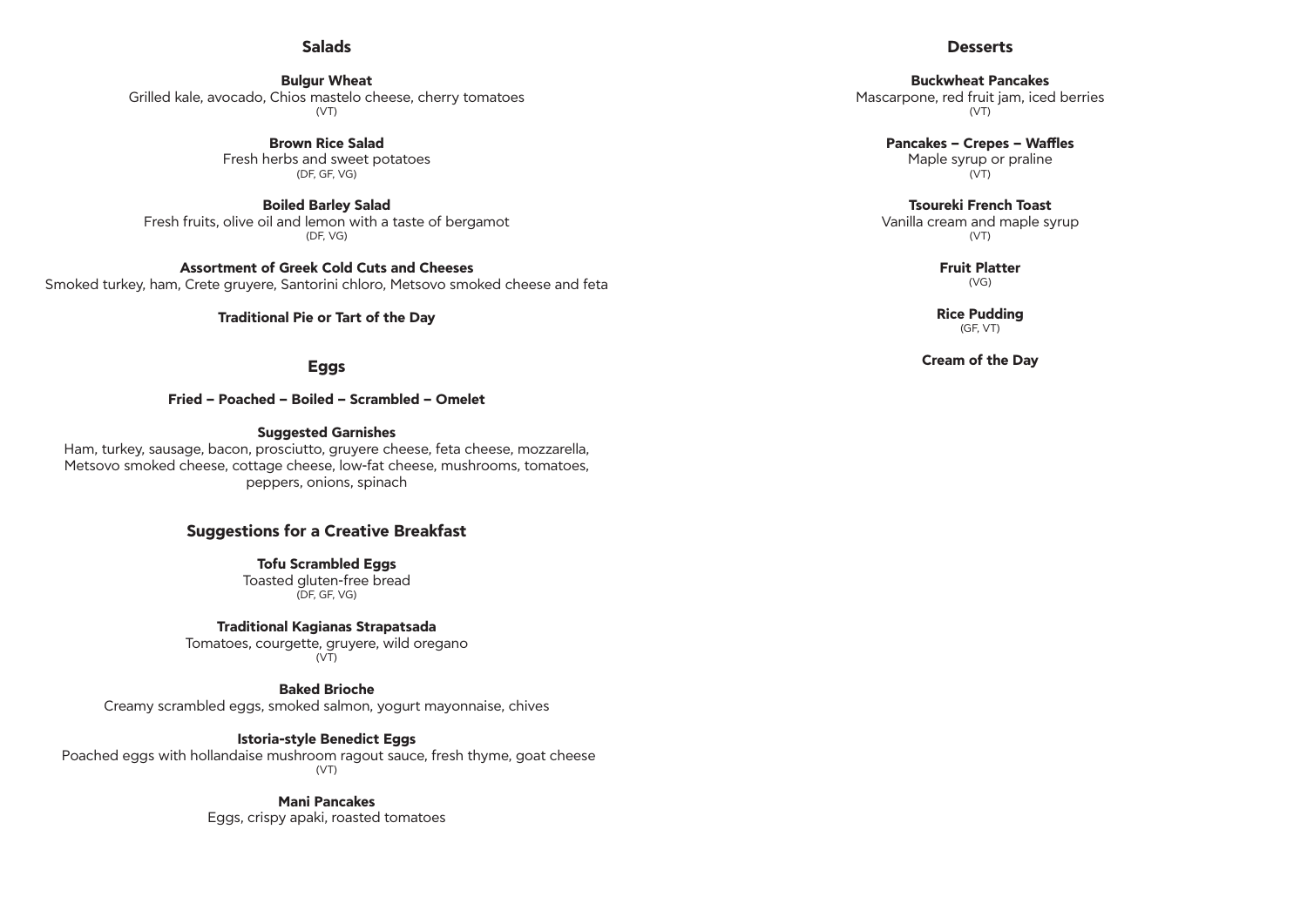## Salads

**Bulgur Wheat**
Grilled kale, avocado, Chios mastelo cheese, cherry tomatoes
(VT)

**Brown Rice Salad**
Fresh herbs and sweet potatoes
(DF, GF, VG)

**Boiled Barley Salad**
Fresh fruits, olive oil and lemon with a taste of bergamot
(DF, VG)

**Assortment of Greek Cold Cuts and Cheeses**
Smoked turkey, ham, Crete gruyere, Santorini chloro, Metsovo smoked cheese and feta

**Traditional Pie or Tart of the Day**

## Eggs

**Fried – Poached – Boiled – Scrambled – Omelet**

**Suggested Garnishes**
Ham, turkey, sausage, bacon, prosciutto, gruyere cheese, feta cheese, mozzarella, Metsovo smoked cheese, cottage cheese, low-fat cheese, mushrooms, tomatoes, peppers, onions, spinach

## Suggestions for a Creative Breakfast

**Tofu Scrambled Eggs**
Toasted gluten-free bread
(DF, GF, VG)

**Traditional Kagianas Strapatsada**
Tomatoes, courgette, gruyere, wild oregano
(VT)

**Baked Brioche**
Creamy scrambled eggs, smoked salmon, yogurt mayonnaise, chives

**Istoria-style Benedict Eggs**
Poached eggs with hollandaise mushroom ragout sauce, fresh thyme, goat cheese
(VT)

**Mani Pancakes**
Eggs, crispy apaki, roasted tomatoes

## Desserts

**Buckwheat Pancakes**
Mascarpone, red fruit jam, iced berries
(VT)

**Pancakes – Crepes – Waffles**
Maple syrup or praline
(VT)

**Tsoureki French Toast**
Vanilla cream and maple syrup
(VT)

**Fruit Platter**
(VG)

**Rice Pudding**
(GF, VT)

**Cream of the Day**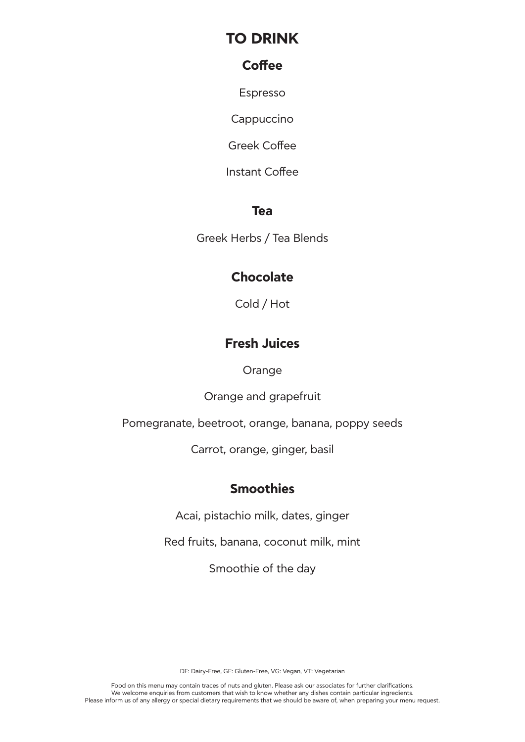# TO DRINK

## Coffee

Espresso

Cappuccino

Greek Coffee

Instant Coffee

## Tea

Greek Herbs / Tea Blends

## Chocolate

Cold / Hot

## Fresh Juices

Orange

Orange and grapefruit

Pomegranate, beetroot, orange, banana, poppy seeds

Carrot, orange, ginger, basil

## Smoothies

Acai, pistachio milk, dates, ginger

Red fruits, banana, coconut milk, mint

Smoothie of the day

DF: Dairy-Free, GF: Gluten-Free, VG: Vegan, VT: Vegetarian

Food on this menu may contain traces of nuts and gluten. Please ask our associates for further clarifications.
We welcome enquiries from customers that wish to know whether any dishes contain particular ingredients.
Please inform us of any allergy or special dietary requirements that we should be aware of, when preparing your menu request.